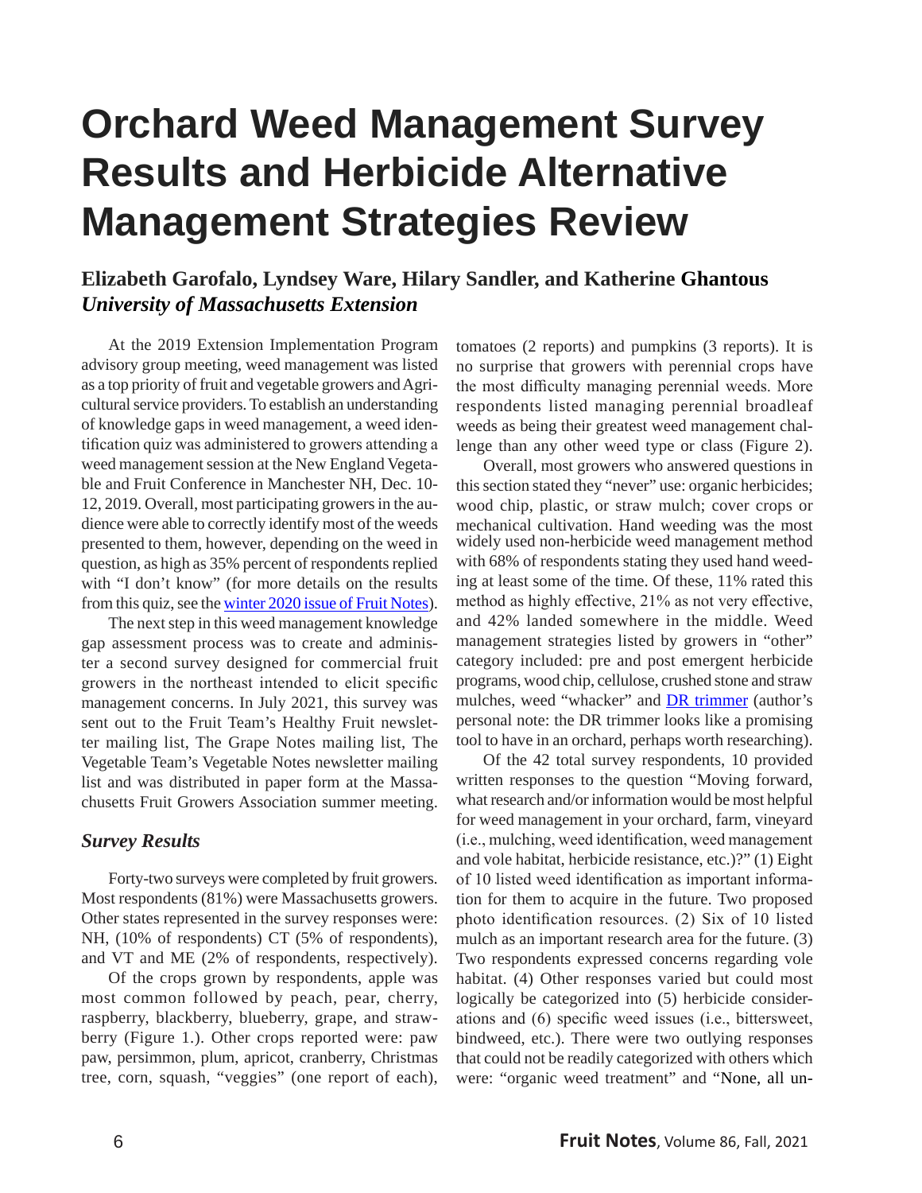# Orchard Weed Management Survey Results and Herbicide Alternative Management Strategies Review

## Elizabeth Garofalo, Lyndsey Ware, Hilary Sandler, and Katherine Ghantous
### *University of Massachusetts Extension*

At the 2019 Extension Implementation Program advisory group meeting, weed management was listed as a top priority of fruit and vegetable growers and Agricultural service providers. To establish an understanding of knowledge gaps in weed management, a weed identification quiz was administered to growers attending a weed management session at the New England Vegetable and Fruit Conference in Manchester NH, Dec. 10-12, 2019. Overall, most participating growers in the audience were able to correctly identify most of the weeds presented to them, however, depending on the weed in question, as high as 35% percent of respondents replied with "I don't know" (for more details on the results from this quiz, see the winter 2020 issue of Fruit Notes).

The next step in this weed management knowledge gap assessment process was to create and administer a second survey designed for commercial fruit growers in the northeast intended to elicit specific management concerns. In July 2021, this survey was sent out to the Fruit Team's Healthy Fruit newsletter mailing list, The Grape Notes mailing list, The Vegetable Team's Vegetable Notes newsletter mailing list and was distributed in paper form at the Massachusetts Fruit Growers Association summer meeting.

### *Survey Results*

Forty-two surveys were completed by fruit growers. Most respondents (81%) were Massachusetts growers. Other states represented in the survey responses were: NH, (10% of respondents) CT (5% of respondents), and VT and ME (2% of respondents, respectively).

Of the crops grown by respondents, apple was most common followed by peach, pear, cherry, raspberry, blackberry, blueberry, grape, and strawberry (Figure 1.). Other crops reported were: paw paw, persimmon, plum, apricot, cranberry, Christmas tree, corn, squash, "veggies" (one report of each), tomatoes (2 reports) and pumpkins (3 reports). It is no surprise that growers with perennial crops have the most difficulty managing perennial weeds. More respondents listed managing perennial broadleaf weeds as being their greatest weed management challenge than any other weed type or class (Figure 2).

Overall, most growers who answered questions in this section stated they "never" use: organic herbicides; wood chip, plastic, or straw mulch; cover crops or mechanical cultivation. Hand weeding was the most widely used non-herbicide weed management method with 68% of respondents stating they used hand weeding at least some of the time. Of these, 11% rated this method as highly effective, 21% as not very effective, and 42% landed somewhere in the middle. Weed management strategies listed by growers in "other" category included: pre and post emergent herbicide programs, wood chip, cellulose, crushed stone and straw mulches, weed "whacker" and DR trimmer (author's personal note: the DR trimmer looks like a promising tool to have in an orchard, perhaps worth researching).

Of the 42 total survey respondents, 10 provided written responses to the question "Moving forward, what research and/or information would be most helpful for weed management in your orchard, farm, vineyard (i.e., mulching, weed identification, weed management and vole habitat, herbicide resistance, etc.)?" (1) Eight of 10 listed weed identification as important information for them to acquire in the future. Two proposed photo identification resources. (2) Six of 10 listed mulch as an important research area for the future. (3) Two respondents expressed concerns regarding vole habitat. (4) Other responses varied but could most logically be categorized into (5) herbicide considerations and (6) specific weed issues (i.e., bittersweet, bindweed, etc.). There were two outlying responses that could not be readily categorized with others which were: "organic weed treatment" and "None, all un-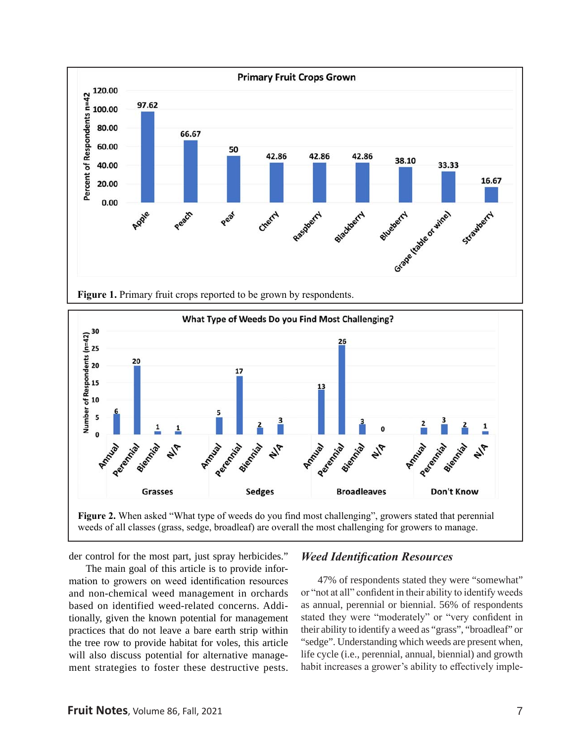**Figure 1.** Primary fruit crops reported to be grown by respondents.

**Figure 2.** When asked "What type of weeds do you find most challenging", growers stated that perennial weeds of all classes (grass, sedge, broadleaf) are overall the most challenging for growers to manage.

der control for the most part, just spray herbicides."

The main goal of this article is to provide information to growers on weed identification resources and non-chemical weed management in orchards based on identified weed-related concerns. Additionally, given the known potential for management practices that do not leave a bare earth strip within the tree row to provide habitat for voles, this article will also discuss potential for alternative management strategies to foster these destructive pests.

## *Weed Identification Resources*

47% of respondents stated they were "somewhat" or "not at all" confident in their ability to identify weeds as annual, perennial or biennial. 56% of respondents stated they were "moderately" or "very confident in their ability to identify a weed as "grass", "broadleaf" or "sedge". Understanding which weeds are present when, life cycle (i.e., perennial, annual, biennial) and growth habit increases a grower's ability to effectively imple-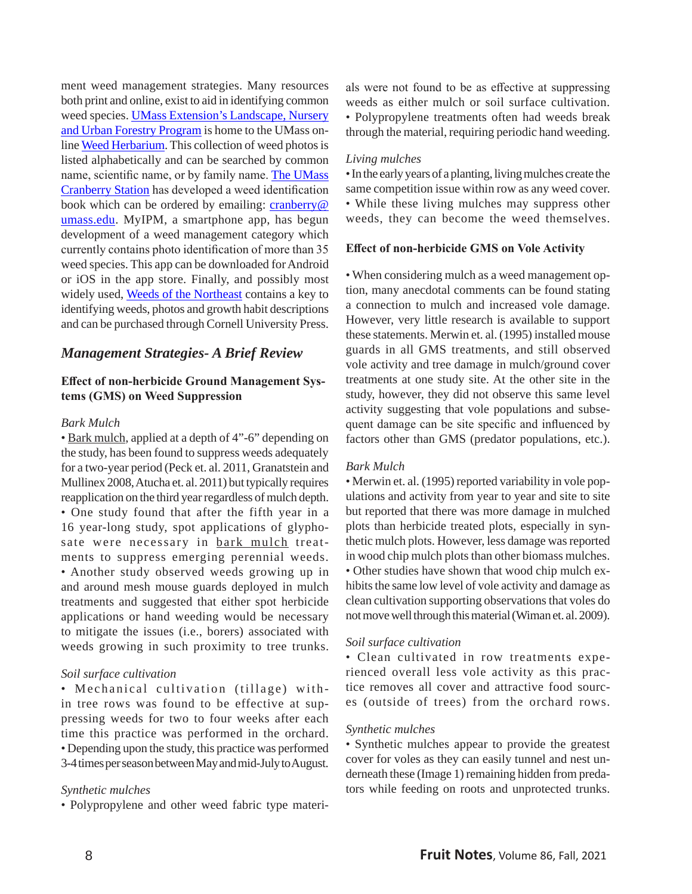ment weed management strategies. Many resources both print and online, exist to aid in identifying common weed species. UMass Extension's Landscape, Nursery and Urban Forestry Program is home to the UMass online Weed Herbarium. This collection of weed photos is listed alphabetically and can be searched by common name, scientific name, or by family name. The UMass Cranberry Station has developed a weed identification book which can be ordered by emailing: cranberry@umass.edu. MyIPM, a smartphone app, has begun development of a weed management category which currently contains photo identification of more than 35 weed species. This app can be downloaded for Android or iOS in the app store. Finally, and possibly most widely used, Weeds of the Northeast contains a key to identifying weeds, photos and growth habit descriptions and can be purchased through Cornell University Press.

## *Management Strategies- A Brief Review*

### Effect of non-herbicide Ground Management Systems (GMS) on Weed Suppression

*Bark Mulch*

• Bark mulch, applied at a depth of 4"-6" depending on the study, has been found to suppress weeds adequately for a two-year period (Peck et. al. 2011, Granatstein and Mullinex 2008, Atucha et. al. 2011) but typically requires reapplication on the third year regardless of mulch depth.

• One study found that after the fifth year in a 16 year-long study, spot applications of glyphosate were necessary in bark mulch treatments to suppress emerging perennial weeds.

• Another study observed weeds growing up in and around mesh mouse guards deployed in mulch treatments and suggested that either spot herbicide applications or hand weeding would be necessary to mitigate the issues (i.e., borers) associated with weeds growing in such proximity to tree trunks.

*Soil surface cultivation*

• Mechanical cultivation (tillage) within tree rows was found to be effective at suppressing weeds for two to four weeks after each time this practice was performed in the orchard.

• Depending upon the study, this practice was performed 3-4 times per season between May and mid-July to August.

*Synthetic mulches*

• Polypropylene and other weed fabric type materials were not found to be as effective at suppressing weeds as either mulch or soil surface cultivation.

• Polypropylene treatments often had weeds break through the material, requiring periodic hand weeding.

*Living mulches*

• In the early years of a planting, living mulches create the same competition issue within row as any weed cover.

• While these living mulches may suppress other weeds, they can become the weed themselves.

### Effect of non-herbicide GMS on Vole Activity

• When considering mulch as a weed management option, many anecdotal comments can be found stating a connection to mulch and increased vole damage. However, very little research is available to support these statements. Merwin et. al. (1995) installed mouse guards in all GMS treatments, and still observed vole activity and tree damage in mulch/ground cover treatments at one study site. At the other site in the study, however, they did not observe this same level activity suggesting that vole populations and subsequent damage can be site specific and influenced by factors other than GMS (predator populations, etc.).

*Bark Mulch*

• Merwin et. al. (1995) reported variability in vole populations and activity from year to year and site to site but reported that there was more damage in mulched plots than herbicide treated plots, especially in synthetic mulch plots. However, less damage was reported in wood chip mulch plots than other biomass mulches.

• Other studies have shown that wood chip mulch exhibits the same low level of vole activity and damage as clean cultivation supporting observations that voles do not move well through this material (Wiman et. al. 2009).

*Soil surface cultivation*

• Clean cultivated in row treatments experienced overall less vole activity as this practice removes all cover and attractive food sources (outside of trees) from the orchard rows.

*Synthetic mulches*

• Synthetic mulches appear to provide the greatest cover for voles as they can easily tunnel and nest underneath these (Image 1) remaining hidden from predators while feeding on roots and unprotected trunks.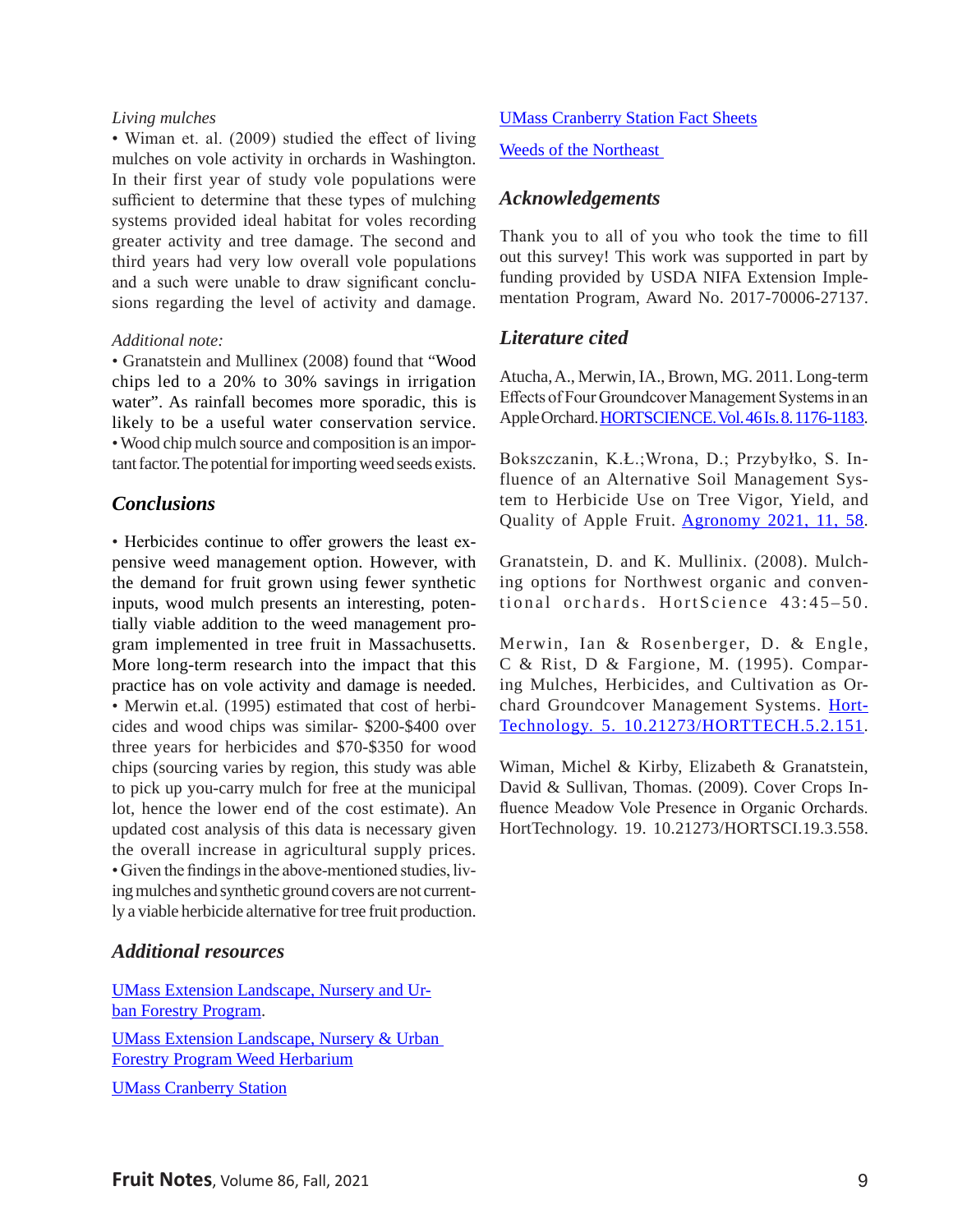*Living mulches*

• Wiman et. al. (2009) studied the effect of living mulches on vole activity in orchards in Washington. In their first year of study vole populations were sufficient to determine that these types of mulching systems provided ideal habitat for voles recording greater activity and tree damage. The second and third years had very low overall vole populations and a such were unable to draw significant conclusions regarding the level of activity and damage.

*Additional note:*

• Granatstein and Mullinex (2008) found that "Wood chips led to a 20% to 30% savings in irrigation water". As rainfall becomes more sporadic, this is likely to be a useful water conservation service.
• Wood chip mulch source and composition is an important factor. The potential for importing weed seeds exists.

## *Conclusions*

• Herbicides continue to offer growers the least expensive weed management option. However, with the demand for fruit grown using fewer synthetic inputs, wood mulch presents an interesting, potentially viable addition to the weed management program implemented in tree fruit in Massachusetts. More long-term research into the impact that this practice has on vole activity and damage is needed.
• Merwin et.al. (1995) estimated that cost of herbicides and wood chips was similar- $200-$400 over three years for herbicides and $70-$350 for wood chips (sourcing varies by region, this study was able to pick up you-carry mulch for free at the municipal lot, hence the lower end of the cost estimate). An updated cost analysis of this data is necessary given the overall increase in agricultural supply prices.
• Given the findings in the above-mentioned studies, living mulches and synthetic ground covers are not currently a viable herbicide alternative for tree fruit production.

## *Additional resources*

UMass Extension Landscape, Nursery and Urban Forestry Program.

UMass Extension Landscape, Nursery & Urban Forestry Program Weed Herbarium

UMass Cranberry Station

UMass Cranberry Station Fact Sheets

Weeds of the Northeast

## *Acknowledgements*

Thank you to all of you who took the time to fill out this survey! This work was supported in part by funding provided by USDA NIFA Extension Implementation Program, Award No. 2017-70006-27137.

## *Literature cited*

Atucha, A., Merwin, IA., Brown, MG. 2011. Long-term Effects of Four Groundcover Management Systems in an Apple Orchard. HORTSCIENCE. Vol. 46 Is. 8. 1176-1183.

Bokszczanin, K.Ł.;Wrona, D.; Przybyłko, S. Influence of an Alternative Soil Management System to Herbicide Use on Tree Vigor, Yield, and Quality of Apple Fruit. Agronomy 2021, 11, 58.

Granatstein, D. and K. Mullinix. (2008). Mulching options for Northwest organic and conventional orchards. HortScience 43:45–50.

Merwin, Ian & Rosenberger, D. & Engle, C & Rist, D & Fargione, M. (1995). Comparing Mulches, Herbicides, and Cultivation as Orchard Groundcover Management Systems. HortTechnology. 5. 10.21273/HORTTECH.5.2.151.

Wiman, Michel & Kirby, Elizabeth & Granatstein, David & Sullivan, Thomas. (2009). Cover Crops Influence Meadow Vole Presence in Organic Orchards. HortTechnology. 19. 10.21273/HORTSCI.19.3.558.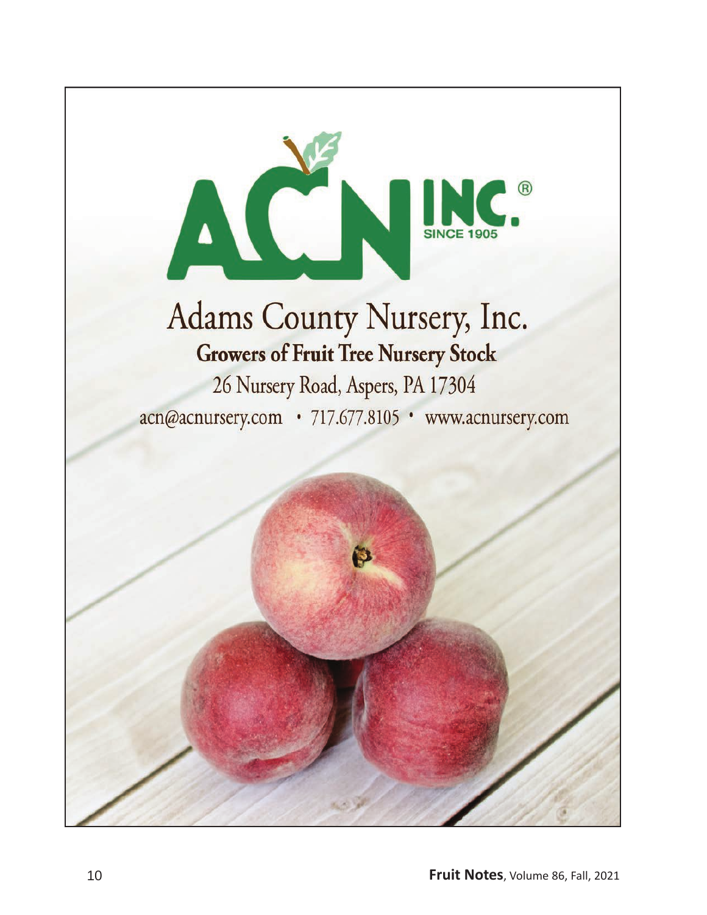ACN INC.® SINCE 1905

Adams County Nursery, Inc.

**Growers of Fruit Tree Nursery Stock**

26 Nursery Road, Aspers, PA 17304

acn@acnursery.com • 717.677.8105 • www.acnursery.com